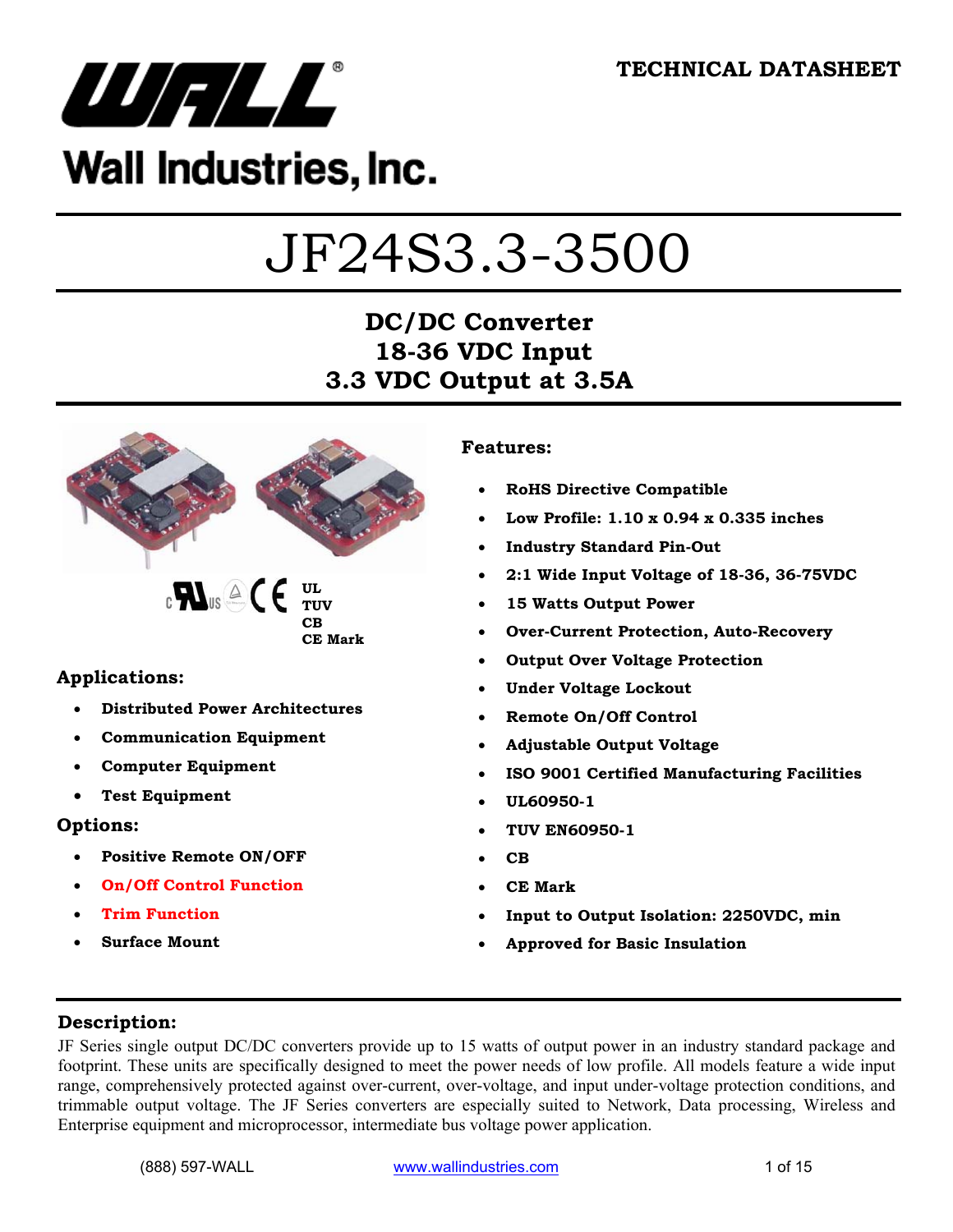**TECHNICAL DATASHEET**

Wall Industries, Inc.

# JF24S3.3-3500

## DC/DC Converter
## 18-36 VDC Input
## 3.3 VDC Output at 3.5A

UL
TUV
CB
CE Mark

### Applications:

- **Distributed Power Architectures**
- **Communication Equipment**
- **Computer Equipment**
- **Test Equipment**

### Options:

- **Positive Remote ON/OFF**
- **On/Off Control Function**
- **Trim Function**
- **Surface Mount**

### Features:

- **RoHS Directive Compatible**
- **Low Profile: 1.10 x 0.94 x 0.335 inches**
- **Industry Standard Pin-Out**
- **2:1 Wide Input Voltage of 18-36, 36-75VDC**
- **15 Watts Output Power**
- **Over-Current Protection, Auto-Recovery**
- **Output Over Voltage Protection**
- **Under Voltage Lockout**
- **Remote On/Off Control**
- **Adjustable Output Voltage**
- **ISO 9001 Certified Manufacturing Facilities**
- **UL60950-1**
- **TUV EN60950-1**
- **CB**
- **CE Mark**
- **Input to Output Isolation: 2250VDC, min**
- **Approved for Basic Insulation**

### Description:

JF Series single output DC/DC converters provide up to 15 watts of output power in an industry standard package and footprint. These units are specifically designed to meet the power needs of low profile. All models feature a wide input range, comprehensively protected against over-current, over-voltage, and input under-voltage protection conditions, and trimmable output voltage. The JF Series converters are especially suited to Network, Data processing, Wireless and Enterprise equipment and microprocessor, intermediate bus voltage power application.

(888) 597-WALL www.wallindustries.com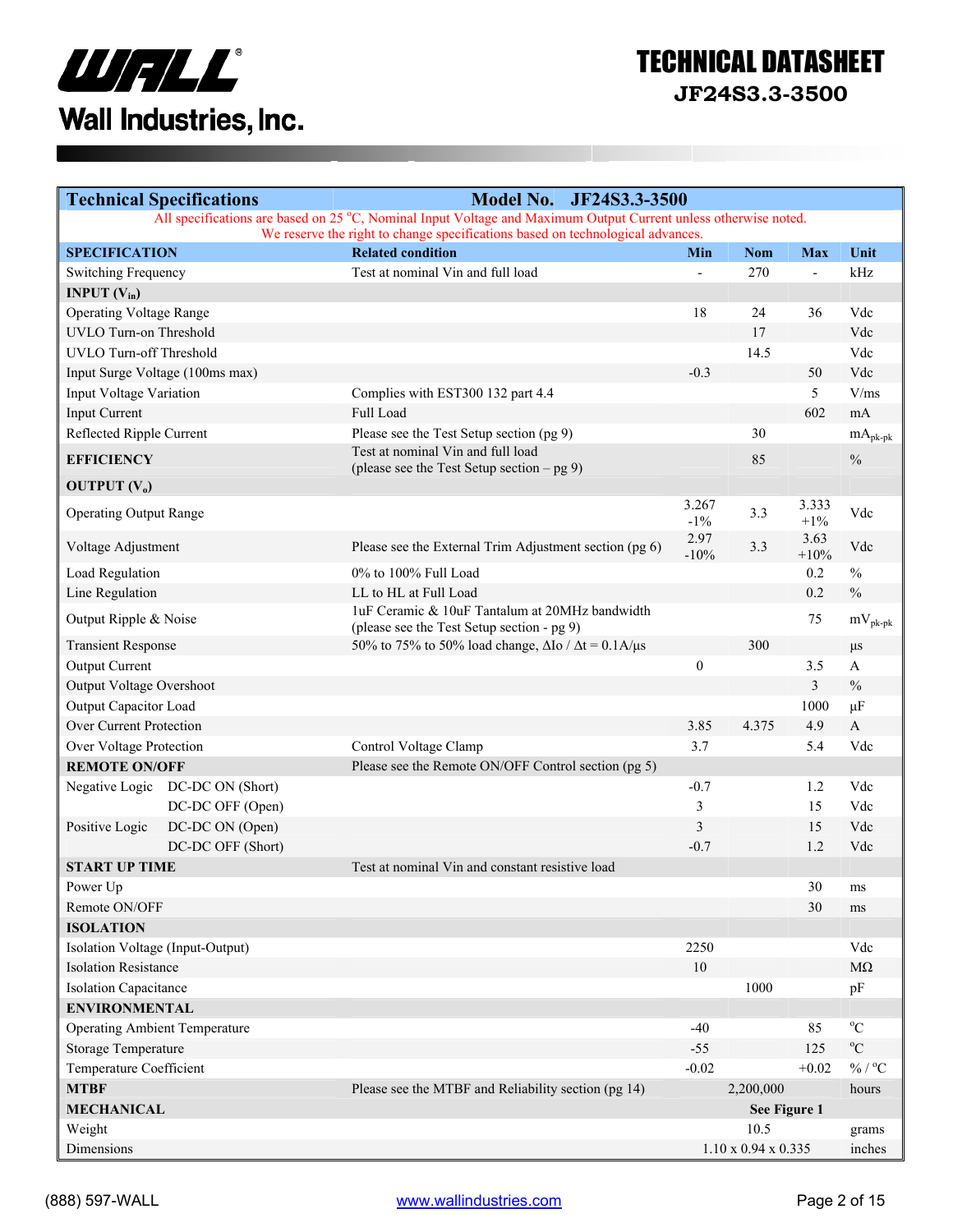# TECHNICAL DATASHEET

## JF24S3.3-3500

| Technical Specifications | Model No. JF24S3.3-3500 | | | | |
|---|---|---|---|---|---|
| All specifications are based on 25 °C, Nominal Input Voltage and Maximum Output Current unless otherwise noted. We reserve the right to change specifications based on technological advances. | | | | | |
| **SPECIFICATION** | **Related condition** | **Min** | **Nom** | **Max** | **Unit** |
| Switching Frequency | Test at nominal Vin and full load | - | 270 | - | kHz |
| **INPUT ($V_{in}$)** | | | | | |
| Operating Voltage Range | | 18 | 24 | 36 | Vdc |
| UVLO Turn-on Threshold | | | 17 | | Vdc |
| UVLO Turn-off Threshold | | | 14.5 | | Vdc |
| Input Surge Voltage (100ms max) | | -0.3 | | 50 | Vdc |
| Input Voltage Variation | Complies with EST300 132 part 4.4 | | | 5 | V/ms |
| Input Current | Full Load | | | 602 | mA |
| Reflected Ripple Current | Please see the Test Setup section (pg 9) | | 30 | | $mA_{pk-pk}$ |
| **EFFICIENCY** | Test at nominal Vin and full load (please see the Test Setup section – pg 9) | | 85 | | % |
| **OUTPUT ($V_o$)** | | | | | |
| Operating Output Range | | 3.267 -1% | 3.3 | 3.333 +1% | Vdc |
| Voltage Adjustment | Please see the External Trim Adjustment section (pg 6) | 2.97 -10% | 3.3 | 3.63 +10% | Vdc |
| Load Regulation | 0% to 100% Full Load | | | 0.2 | % |
| Line Regulation | LL to HL at Full Load | | | 0.2 | % |
| Output Ripple & Noise | 1uF Ceramic & 10uF Tantalum at 20MHz bandwidth (please see the Test Setup section - pg 9) | | | 75 | $mV_{pk-pk}$ |
| Transient Response | 50% to 75% to 50% load change, $\Delta Io / \Delta t = 0.1A/\mu s$ | | 300 | | µs |
| Output Current | | 0 | | 3.5 | A |
| Output Voltage Overshoot | | | | 3 | % |
| Output Capacitor Load | | | | 1000 | µF |
| Over Current Protection | | 3.85 | 4.375 | 4.9 | A |
| Over Voltage Protection | Control Voltage Clamp | 3.7 | | 5.4 | Vdc |
| **REMOTE ON/OFF** | Please see the Remote ON/OFF Control section (pg 5) | | | | |
| Negative Logic DC-DC ON (Short) | | -0.7 | | 1.2 | Vdc |
| DC-DC OFF (Open) | | 3 | | 15 | Vdc |
| Positive Logic DC-DC ON (Open) | | 3 | | 15 | Vdc |
| DC-DC OFF (Short) | | -0.7 | | 1.2 | Vdc |
| **START UP TIME** | Test at nominal Vin and constant resistive load | | | | |
| Power Up | | | | 30 | ms |
| Remote ON/OFF | | | | 30 | ms |
| **ISOLATION** | | | | | |
| Isolation Voltage (Input-Output) | | 2250 | | | Vdc |
| Isolation Resistance | | 10 | | | MΩ |
| Isolation Capacitance | | | 1000 | | pF |
| **ENVIRONMENTAL** | | | | | |
| Operating Ambient Temperature | | -40 | | 85 | °C |
| Storage Temperature | | -55 | | 125 | °C |
| Temperature Coefficient | | -0.02 | | +0.02 | % / °C |
| **MTBF** | Please see the MTBF and Reliability section (pg 14) | | 2,200,000 | | hours |
| **MECHANICAL** | | | **See Figure 1** | | |
| Weight | | | 10.5 | | grams |
| Dimensions | | | 1.10 x 0.94 x 0.335 | | inches |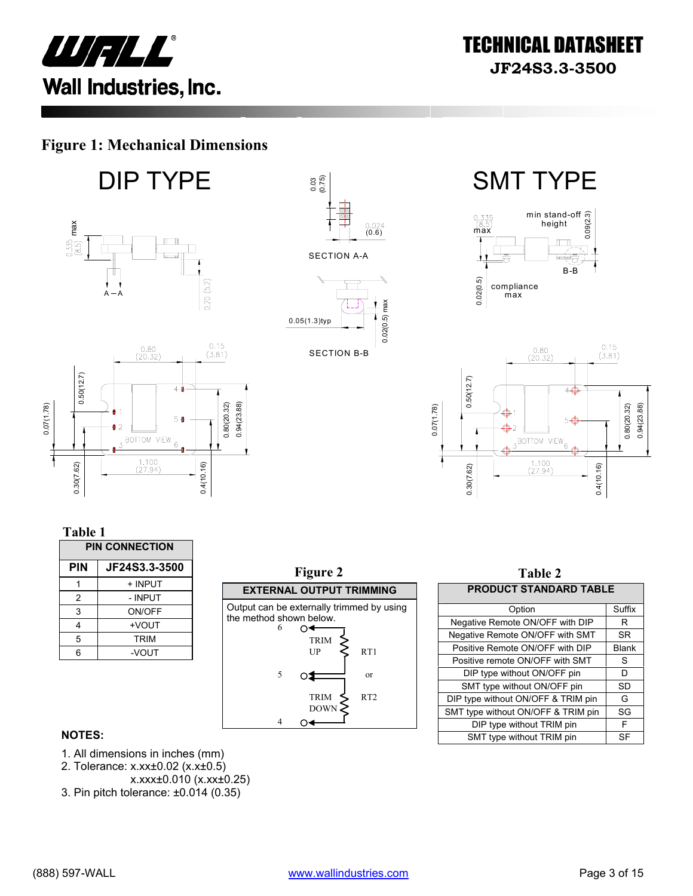# TECHNICAL DATASHEET

## JF24S3.3-3500

### Figure 1: Mechanical Dimensions

DIP TYPE

SMT TYPE

SECTION A-A

SECTION B-B

**Table 1**

| PIN CONNECTION | |
|---|---|
| **PIN** | **JF24S3.3-3500** |
| 1 | + INPUT |
| 2 | - INPUT |
| 3 | ON/OFF |
| 4 | +VOUT |
| 5 | TRIM |
| 6 | -VOUT |

**Figure 2**

**EXTERNAL OUTPUT TRIMMING**

Output can be externally trimmed by using the method shown below.

**Table 2**

| PRODUCT STANDARD TABLE | |
|---|---|
| Option | Suffix |
| Negative Remote ON/OFF with DIP | R |
| Negative Remote ON/OFF with SMT | SR |
| Positive Remote ON/OFF with DIP | Blank |
| Positive remote ON/OFF with SMT | S |
| DIP type without ON/OFF pin | D |
| SMT type without ON/OFF pin | SD |
| DIP type without ON/OFF & TRIM pin | G |
| SMT type without ON/OFF & TRIM pin | SG |
| DIP type without TRIM pin | F |
| SMT type without TRIM pin | SF |

**NOTES:**

1. All dimensions in inches (mm)
2. Tolerance: x.xx±0.02 (x.x±0.5)
   x.xxx±0.010 (x.xx±0.25)
3. Pin pitch tolerance: ±0.014 (0.35)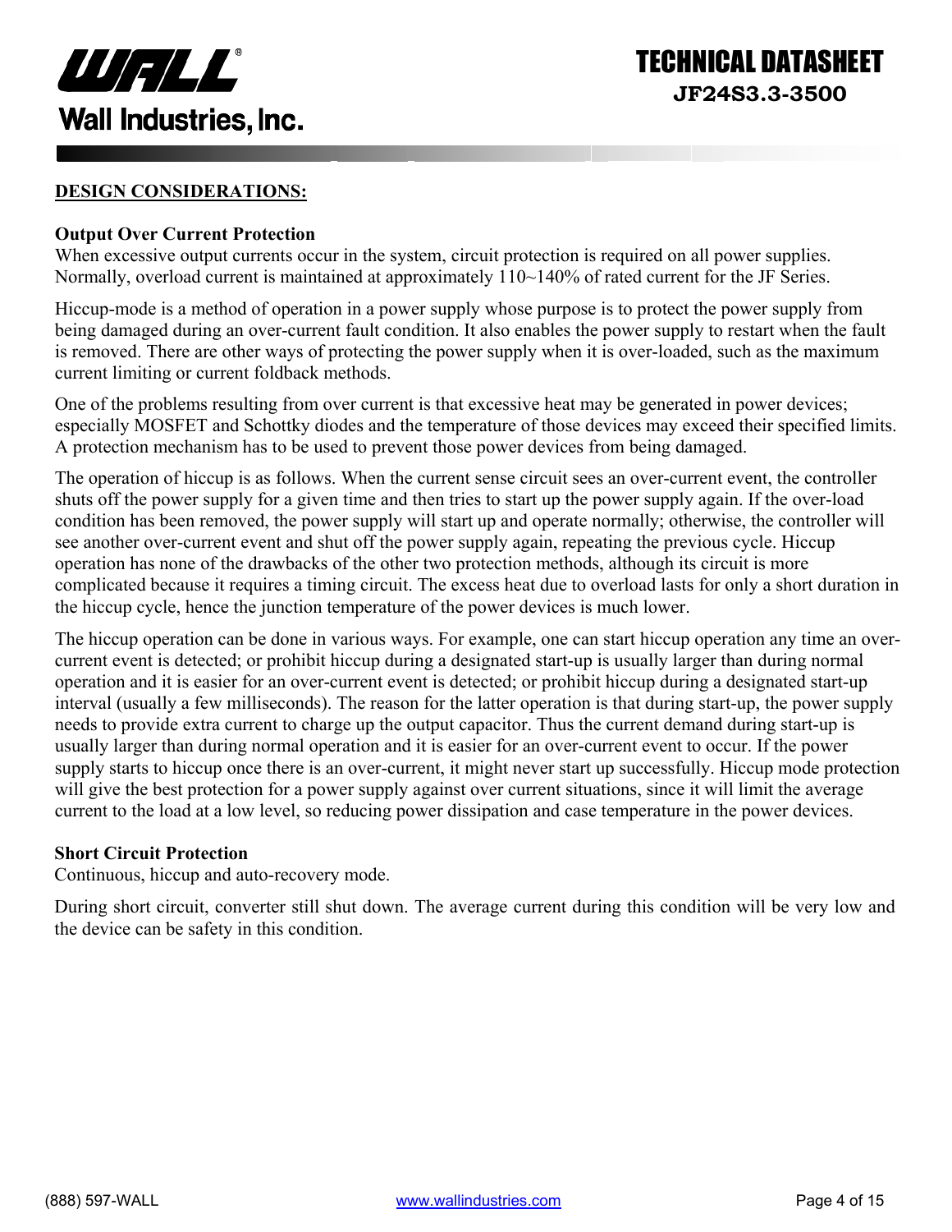## DESIGN CONSIDERATIONS:

### Output Over Current Protection

When excessive output currents occur in the system, circuit protection is required on all power supplies. Normally, overload current is maintained at approximately 110~140% of rated current for the JF Series.

Hiccup-mode is a method of operation in a power supply whose purpose is to protect the power supply from being damaged during an over-current fault condition. It also enables the power supply to restart when the fault is removed. There are other ways of protecting the power supply when it is over-loaded, such as the maximum current limiting or current foldback methods.

One of the problems resulting from over current is that excessive heat may be generated in power devices; especially MOSFET and Schottky diodes and the temperature of those devices may exceed their specified limits. A protection mechanism has to be used to prevent those power devices from being damaged.

The operation of hiccup is as follows. When the current sense circuit sees an over-current event, the controller shuts off the power supply for a given time and then tries to start up the power supply again. If the over-load condition has been removed, the power supply will start up and operate normally; otherwise, the controller will see another over-current event and shut off the power supply again, repeating the previous cycle. Hiccup operation has none of the drawbacks of the other two protection methods, although its circuit is more complicated because it requires a timing circuit. The excess heat due to overload lasts for only a short duration in the hiccup cycle, hence the junction temperature of the power devices is much lower.

The hiccup operation can be done in various ways. For example, one can start hiccup operation any time an over-current event is detected; or prohibit hiccup during a designated start-up is usually larger than during normal operation and it is easier for an over-current event is detected; or prohibit hiccup during a designated start-up interval (usually a few milliseconds). The reason for the latter operation is that during start-up, the power supply needs to provide extra current to charge up the output capacitor. Thus the current demand during start-up is usually larger than during normal operation and it is easier for an over-current event to occur. If the power supply starts to hiccup once there is an over-current, it might never start up successfully. Hiccup mode protection will give the best protection for a power supply against over current situations, since it will limit the average current to the load at a low level, so reducing power dissipation and case temperature in the power devices.

### Short Circuit Protection

Continuous, hiccup and auto-recovery mode.

During short circuit, converter still shut down. The average current during this condition will be very low and the device can be safety in this condition.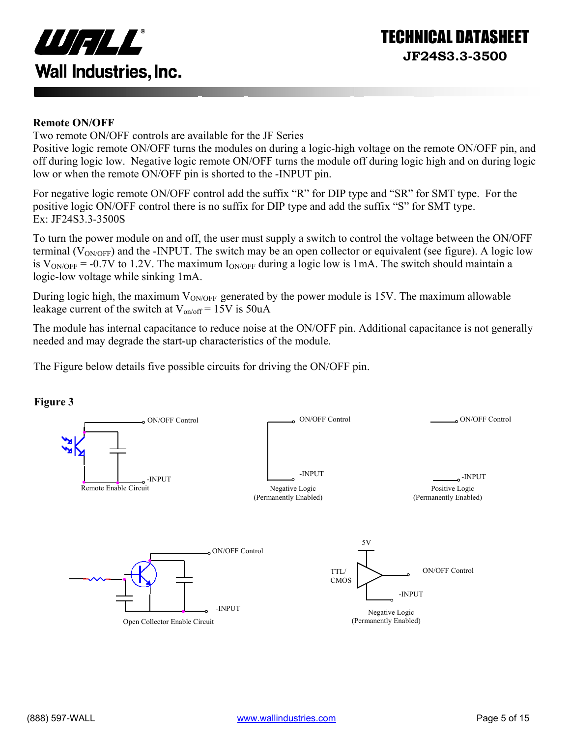## Remote ON/OFF

Two remote ON/OFF controls are available for the JF Series

Positive logic remote ON/OFF turns the modules on during a logic-high voltage on the remote ON/OFF pin, and off during logic low. Negative logic remote ON/OFF turns the module off during logic high and on during logic low or when the remote ON/OFF pin is shorted to the -INPUT pin.

For negative logic remote ON/OFF control add the suffix "R" for DIP type and "SR" for SMT type. For the positive logic ON/OFF control there is no suffix for DIP type and add the suffix "S" for SMT type.
Ex: JF24S3.3-3500S

To turn the power module on and off, the user must supply a switch to control the voltage between the ON/OFF terminal ($V_{ON/OFF}$) and the -INPUT. The switch may be an open collector or equivalent (see figure). A logic low is $V_{ON/OFF}$ = -0.7V to 1.2V. The maximum $I_{ON/OFF}$ during a logic low is 1mA. The switch should maintain a logic-low voltage while sinking 1mA.

During logic high, the maximum $V_{ON/OFF}$ generated by the power module is 15V. The maximum allowable leakage current of the switch at $V_{on/off}$ = 15V is 50uA

The module has internal capacitance to reduce noise at the ON/OFF pin. Additional capacitance is not generally needed and may degrade the start-up characteristics of the module.

The Figure below details five possible circuits for driving the ON/OFF pin.

**Figure 3**

ON/OFF Control
-INPUT
Remote Enable Circuit

ON/OFF Control
-INPUT
Negative Logic
(Permanently Enabled)

ON/OFF Control
-INPUT
Positive Logic
(Permanently Enabled)

ON/OFF Control
-INPUT
Open Collector Enable Circuit

5V
TTL/
CMOS
ON/OFF Control
-INPUT
Negative Logic
(Permanently Enabled)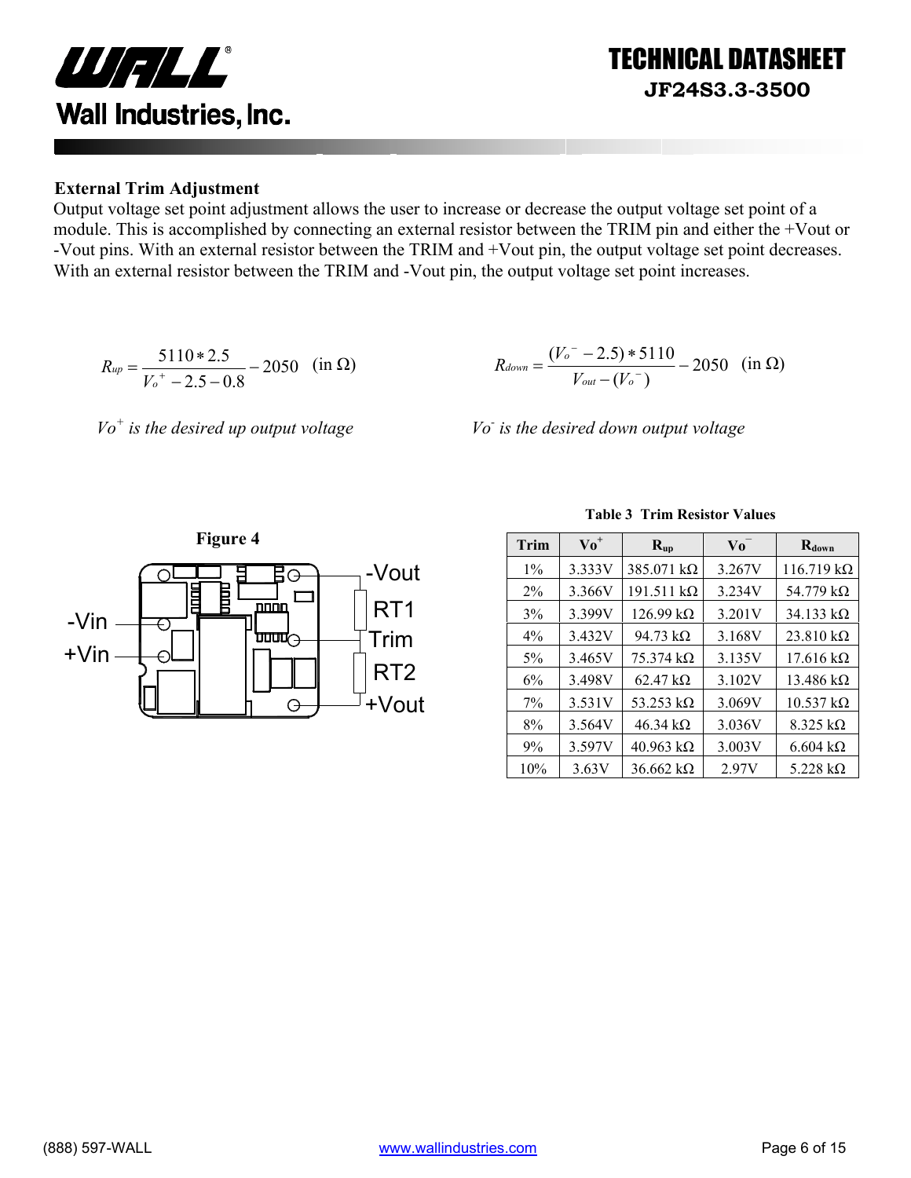### External Trim Adjustment

Output voltage set point adjustment allows the user to increase or decrease the output voltage set point of a module. This is accomplished by connecting an external resistor between the TRIM pin and either the +Vout or -Vout pins. With an external resistor between the TRIM and +Vout pin, the output voltage set point decreases. With an external resistor between the TRIM and -Vout pin, the output voltage set point increases.

$$R_{up} = \frac{5110 * 2.5}{V_o^{+} - 2.5 - 0.8} - 2050 \quad (\text{in } \Omega)$$

$$R_{down} = \frac{(V_o^{-} - 2.5) * 5110}{V_{out} - (V_o^{-})} - 2050 \quad (\text{in } \Omega)$$

*$Vo^{+}$ is the desired up output voltage*

*$Vo^{-}$ is the desired down output voltage*

**Figure 4**

-Vin, +Vin, -Vout, RT1, Trim, RT2, +Vout

**Table 3 Trim Resistor Values**

| Trim | $Vo^{+}$ | $R_{up}$ | $Vo^{-}$ | $R_{down}$ |
|---|---|---|---|---|
| 1% | 3.333V | 385.071 kΩ | 3.267V | 116.719 kΩ |
| 2% | 3.366V | 191.511 kΩ | 3.234V | 54.779 kΩ |
| 3% | 3.399V | 126.99 kΩ | 3.201V | 34.133 kΩ |
| 4% | 3.432V | 94.73 kΩ | 3.168V | 23.810 kΩ |
| 5% | 3.465V | 75.374 kΩ | 3.135V | 17.616 kΩ |
| 6% | 3.498V | 62.47 kΩ | 3.102V | 13.486 kΩ |
| 7% | 3.531V | 53.253 kΩ | 3.069V | 10.537 kΩ |
| 8% | 3.564V | 46.34 kΩ | 3.036V | 8.325 kΩ |
| 9% | 3.597V | 40.963 kΩ | 3.003V | 6.604 kΩ |
| 10% | 3.63V | 36.662 kΩ | 2.97V | 5.228 kΩ |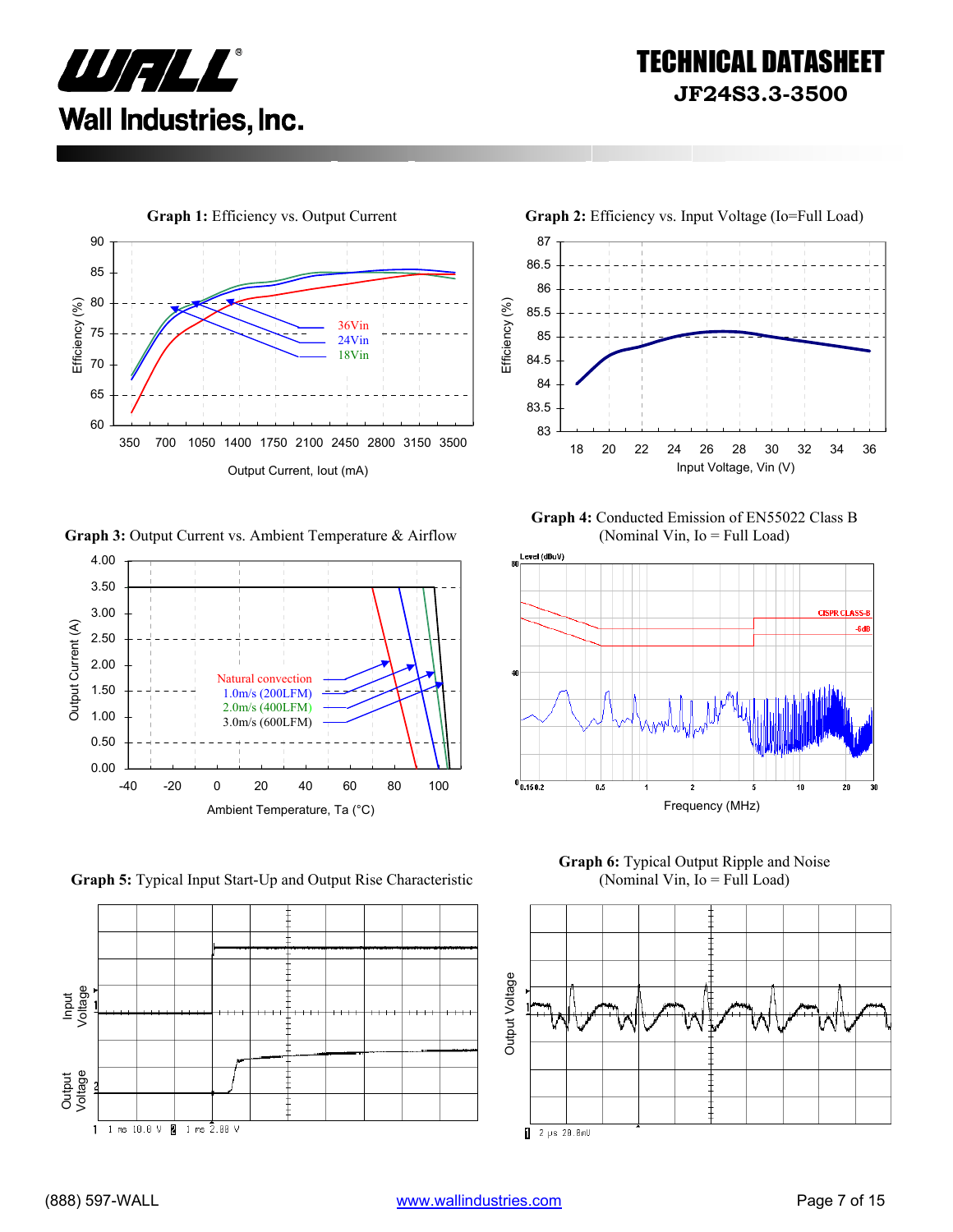**Graph 1:** Efficiency vs. Output Current

Efficiency (%)

90, 85, 80, 75, 70, 65, 60

36Vin
24Vin
18Vin

350 700 1050 1400 1750 2100 2450 2800 3150 3500

Output Current, Iout (mA)

**Graph 2:** Efficiency vs. Input Voltage (Io=Full Load)

Efficiency (%)

87, 86.5, 86, 85.5, 85, 84.5, 84, 83.5, 83

18 20 22 24 26 28 30 32 34 36

Input Voltage, Vin (V)

**Graph 3:** Output Current vs. Ambient Temperature & Airflow

Output Current (A)

4.00, 3.50, 3.00, 2.50, 2.00, 1.50, 1.00, 0.50, 0.00

Natural convection
1.0m/s (200LFM)
2.0m/s (400LFM)
3.0m/s (600LFM)

-40 -20 0 20 40 60 80 100

Ambient Temperature, Ta (°C)

**Graph 4:** Conducted Emission of EN55022 Class B
(Nominal Vin, Io = Full Load)

Level (dBuV)

CISPR CLASS-B
-6dB

Frequency (MHz)

**Graph 5:** Typical Input Start-Up and Output Rise Characteristic

Input Voltage

Output Voltage

1 1 ms 10.0 V 2 1 ms 2.00 V

**Graph 6:** Typical Output Ripple and Noise
(Nominal Vin, Io = Full Load)

Output Voltage

1 2 μs 20.0mV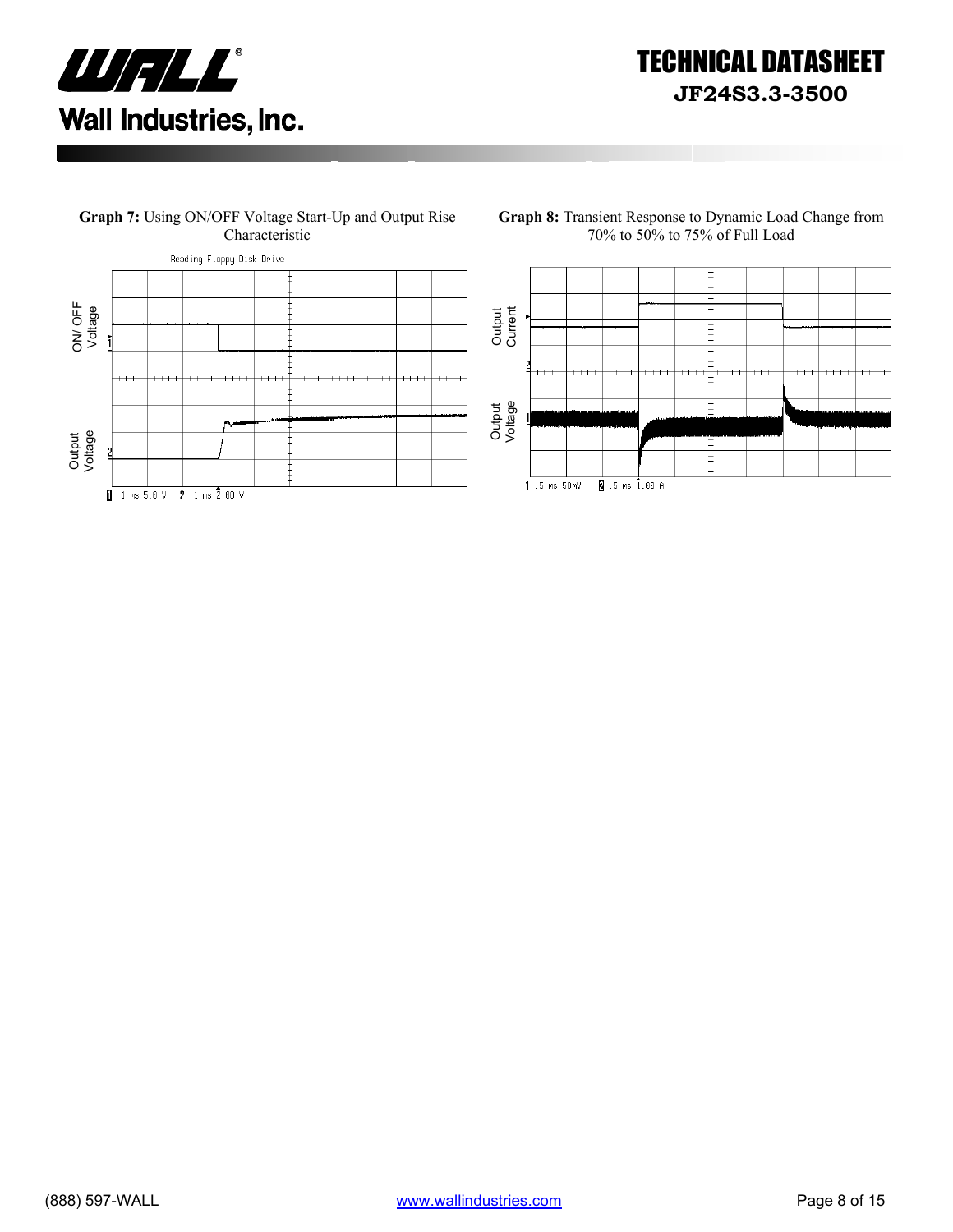**Graph 7:** Using ON/OFF Voltage Start-Up and Output Rise Characteristic

**Graph 8:** Transient Response to Dynamic Load Change from 70% to 50% to 75% of Full Load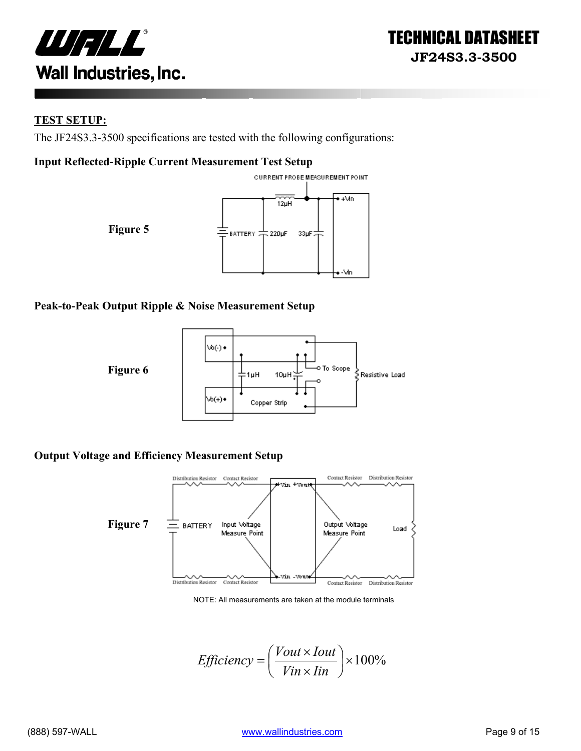## TEST SETUP:

The JF24S3.3-3500 specifications are tested with the following configurations:

**Input Reflected-Ripple Current Measurement Test Setup**

**Figure 5**

**Peak-to-Peak Output Ripple & Noise Measurement Setup**

**Figure 6**

**Output Voltage and Efficiency Measurement Setup**

**Figure 7**

NOTE: All measurements are taken at the module terminals

$$Efficiency = \left( \frac{Vout \times Iout}{Vin \times Iin} \right) \times 100\%$$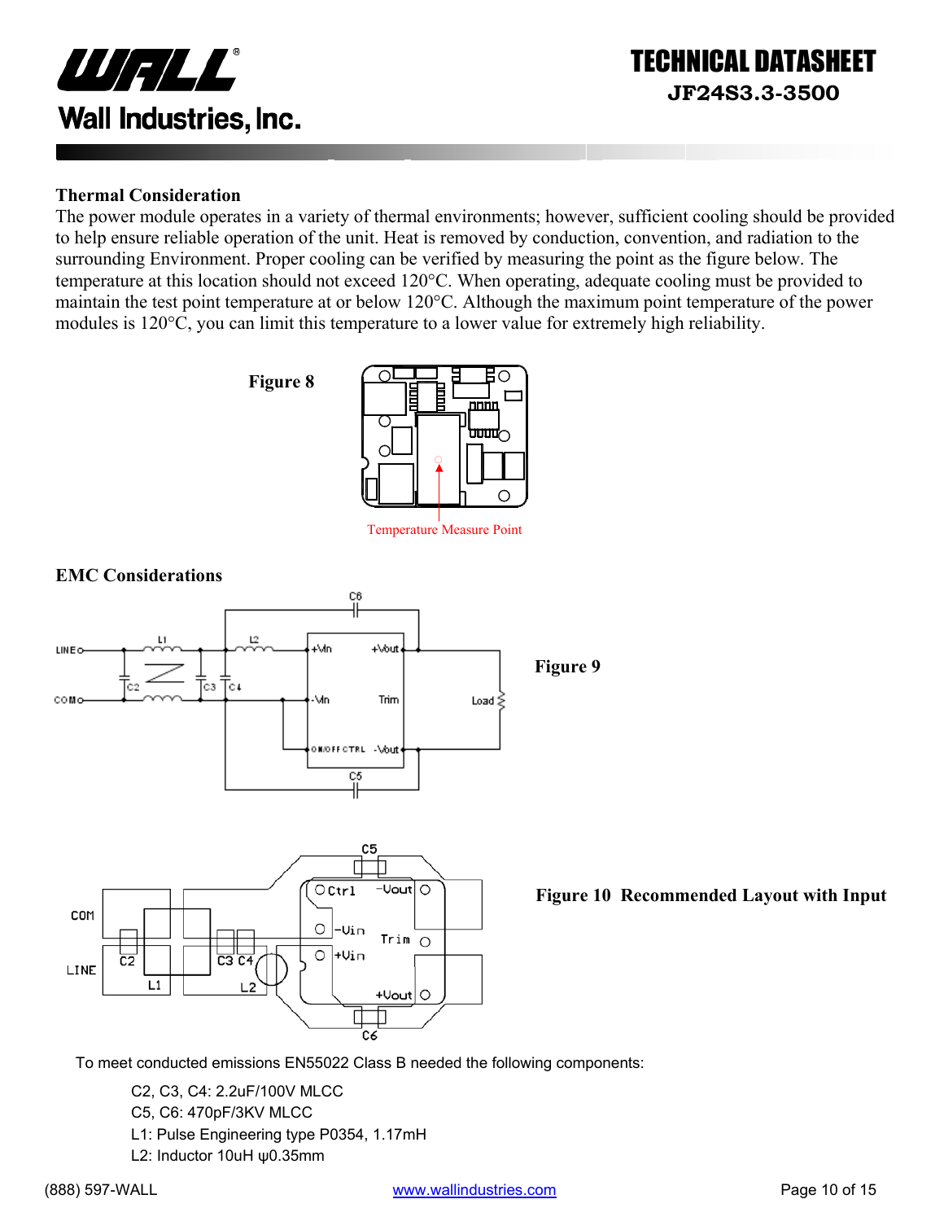## Thermal Consideration

The power module operates in a variety of thermal environments; however, sufficient cooling should be provided to help ensure reliable operation of the unit. Heat is removed by conduction, convention, and radiation to the surrounding Environment. Proper cooling can be verified by measuring the point as the figure below. The temperature at this location should not exceed 120°C. When operating, adequate cooling must be provided to maintain the test point temperature at or below 120°C. Although the maximum point temperature of the power modules is 120°C, you can limit this temperature to a lower value for extremely high reliability.

**Figure 8**

Temperature Measure Point

## EMC Considerations

**Figure 9**

**Figure 10 Recommended Layout with Input**

To meet conducted emissions EN55022 Class B needed the following components:

C2, C3, C4: 2.2uF/100V MLCC
C5, C6: 470pF/3KV MLCC
L1: Pulse Engineering type P0354, 1.17mH
L2: Inductor 10uH ψ0.35mm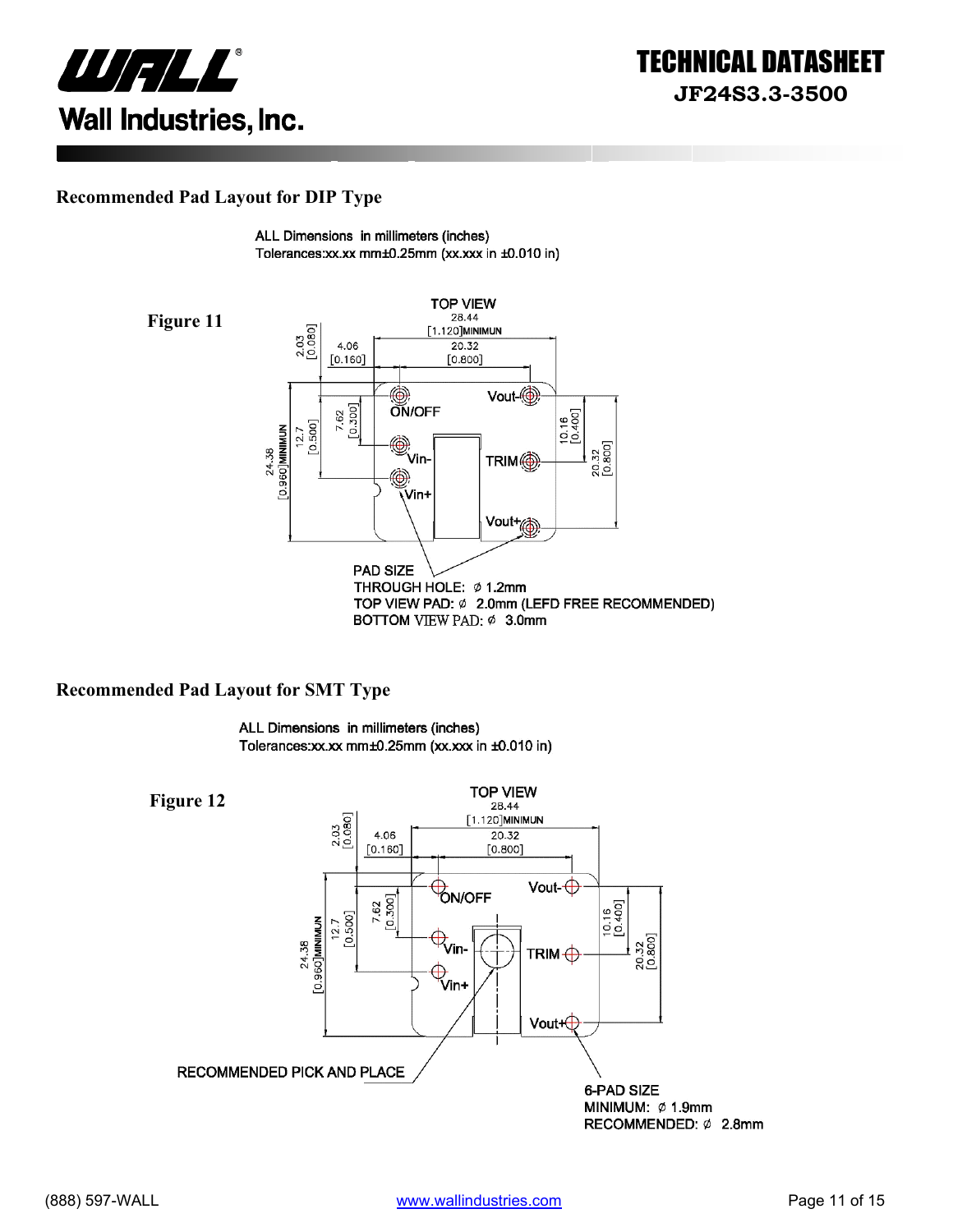## Recommended Pad Layout for DIP Type

ALL Dimensions in millimeters (inches)
Tolerances:xx.xx mm±0.25mm (xx.xxx in ±0.010 in)

**Figure 11**

TOP VIEW

28.44 [1.120]MINIMUN

20.32 [0.800]

4.06 [0.160]

2.03 [0.080]

7.62 [0.300]

12.7 [0.500]

24.38 [0.960]MINIMUN

10.16 [0.400]

20.32 [0.800]

ON/OFF, Vin-, Vin+, Vout-, TRIM, Vout+

PAD SIZE
THROUGH HOLE: ∅ 1.2mm
TOP VIEW PAD: ∅ 2.0mm (LEFD FREE RECOMMENDED)
BOTTOM VIEW PAD: ∅ 3.0mm

## Recommended Pad Layout for SMT Type

ALL Dimensions in millimeters (inches)
Tolerances:xx.xx mm±0.25mm (xx.xxx in ±0.010 in)

**Figure 12**

TOP VIEW

28.44 [1.120]MINIMUN

20.32 [0.800]

4.06 [0.160]

2.03 [0.080]

7.62 [0.300]

12.7 [0.500]

24.38 [0.960]MINIMUN

10.16 [0.400]

20.32 [0.800]

ON/OFF, Vin-, Vin+, Vout-, TRIM, Vout+

RECOMMENDED PICK AND PLACE

6-PAD SIZE
MINIMUM: ∅ 1.9mm
RECOMMENDED: ∅ 2.8mm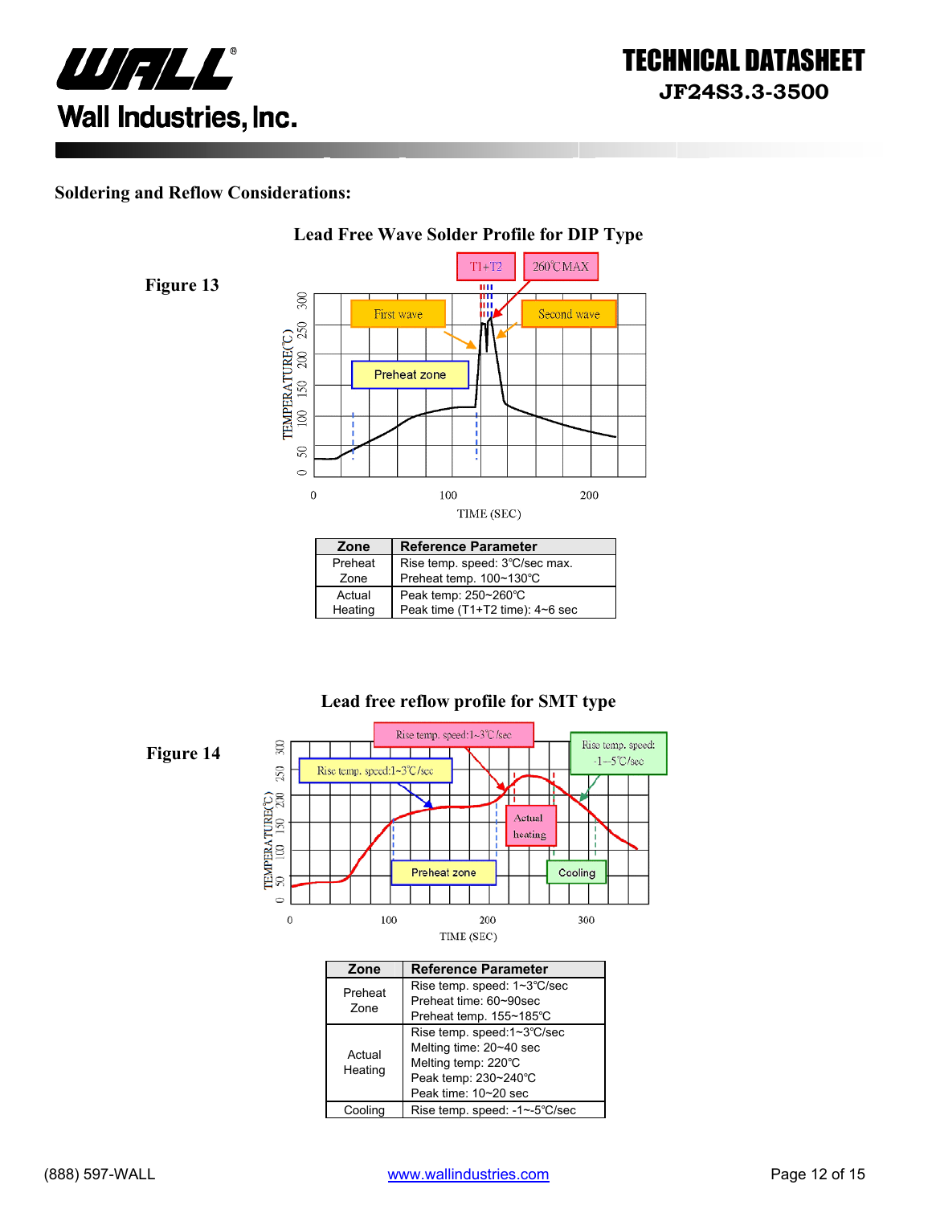## Soldering and Reflow Considerations:

### Lead Free Wave Solder Profile for DIP Type

**Figure 13**

| Zone | Reference Parameter |
|---|---|
| Preheat Zone | Rise temp. speed: 3℃/sec max.<br>Preheat temp. 100~130℃ |
| Actual Heating | Peak temp: 250~260℃<br>Peak time (T1+T2 time): 4~6 sec |

### Lead free reflow profile for SMT type

**Figure 14**

| Zone | Reference Parameter |
|---|---|
| Preheat Zone | Rise temp. speed: 1~3℃/sec<br>Preheat time: 60~90sec<br>Preheat temp. 155~185℃ |
| Actual Heating | Rise temp. speed:1~3℃/sec<br>Melting time: 20~40 sec<br>Melting temp: 220℃<br>Peak temp: 230~240℃<br>Peak time: 10~20 sec |
| Cooling | Rise temp. speed: -1~-5℃/sec |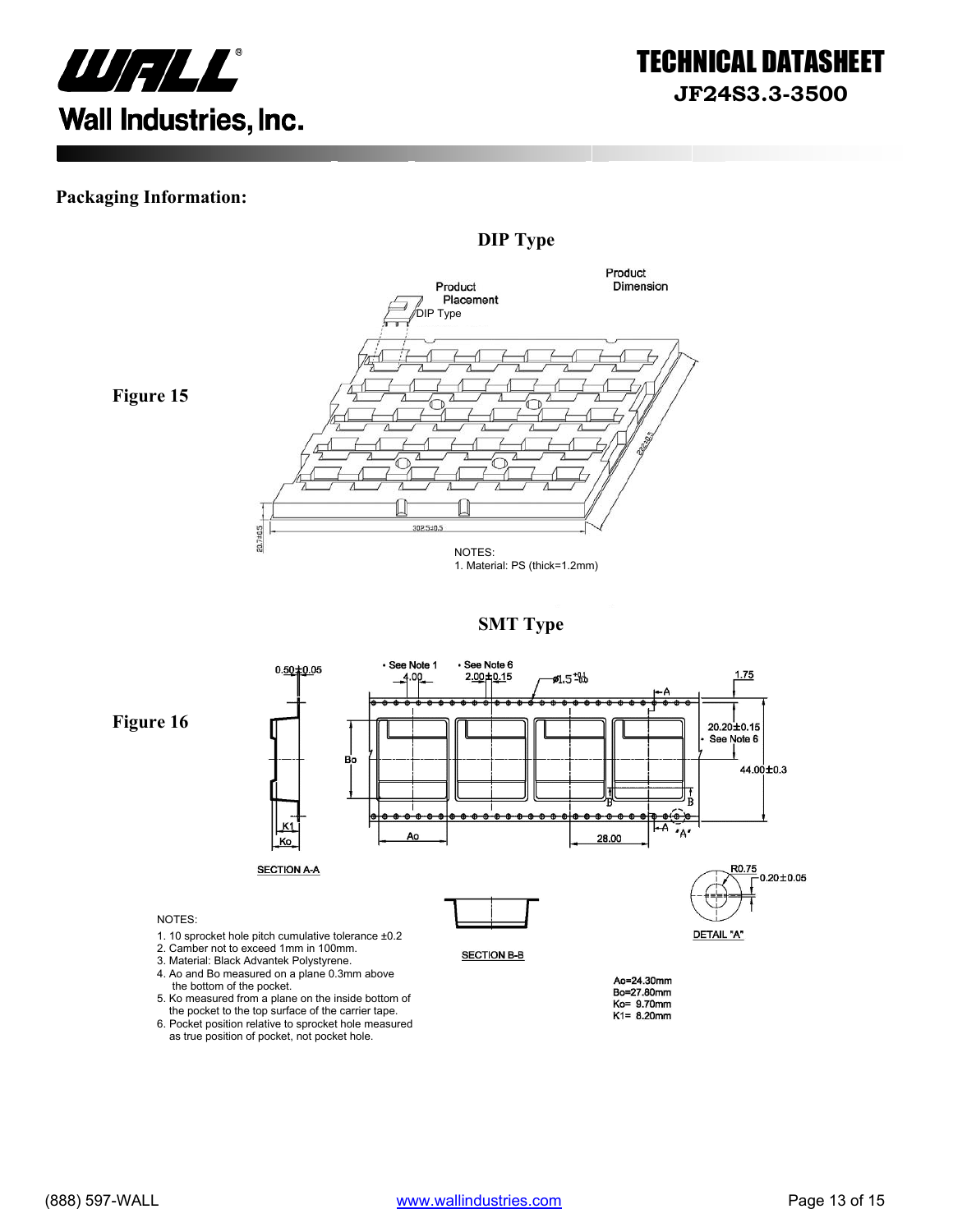## Packaging Information:

### DIP Type

Figure 15

Product Placement

DIP Type

Product Dimension

NOTES:
1. Material: PS (thick=1.2mm)

### SMT Type

Figure 16

NOTES:

1. 10 sprocket hole pitch cumulative tolerance ±0.2
2. Camber not to exceed 1mm in 100mm.
3. Material: Black Advantek Polystyrene.
4. Ao and Bo measured on a plane 0.3mm above the bottom of the pocket.
5. Ko measured from a plane on the inside bottom of the pocket to the top surface of the carrier tape.
6. Pocket position relative to sprocket hole measured as true position of pocket, not pocket hole.

Ao=24.30mm
Bo=27.80mm
Ko= 9.70mm
K1= 8.20mm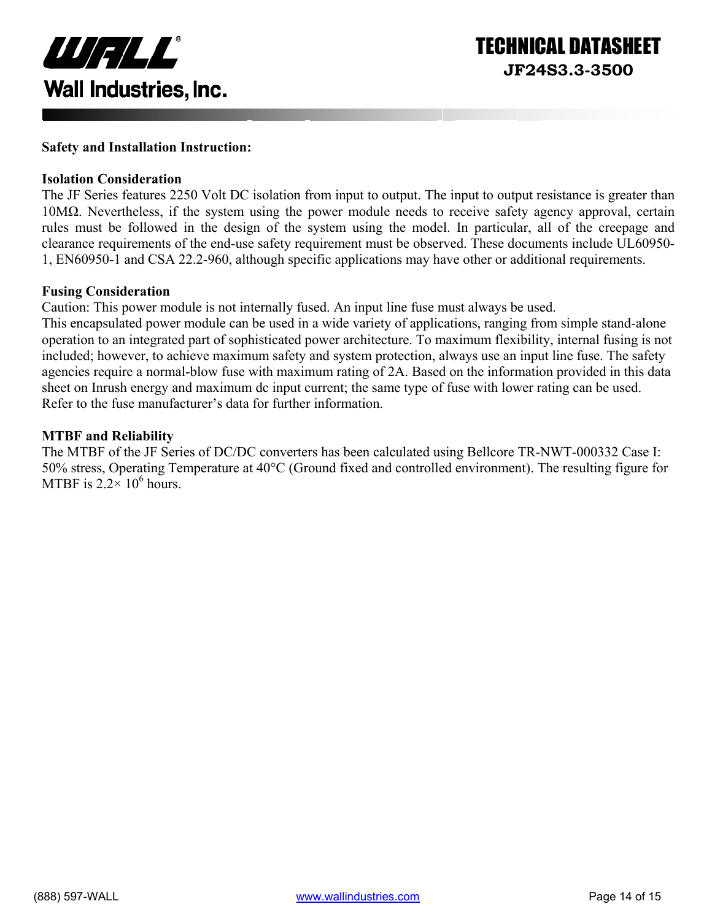**Safety and Installation Instruction:**

**Isolation Consideration**

The JF Series features 2250 Volt DC isolation from input to output. The input to output resistance is greater than 10MΩ. Nevertheless, if the system using the power module needs to receive safety agency approval, certain rules must be followed in the design of the system using the model. In particular, all of the creepage and clearance requirements of the end-use safety requirement must be observed. These documents include UL60950-1, EN60950-1 and CSA 22.2-960, although specific applications may have other or additional requirements.

**Fusing Consideration**

Caution: This power module is not internally fused. An input line fuse must always be used.

This encapsulated power module can be used in a wide variety of applications, ranging from simple stand-alone operation to an integrated part of sophisticated power architecture. To maximum flexibility, internal fusing is not included; however, to achieve maximum safety and system protection, always use an input line fuse. The safety agencies require a normal-blow fuse with maximum rating of 2A. Based on the information provided in this data sheet on Inrush energy and maximum dc input current; the same type of fuse with lower rating can be used. Refer to the fuse manufacturer's data for further information.

**MTBF and Reliability**

The MTBF of the JF Series of DC/DC converters has been calculated using Bellcore TR-NWT-000332 Case I: 50% stress, Operating Temperature at 40°C (Ground fixed and controlled environment). The resulting figure for MTBF is $2.2\times 10^6$ hours.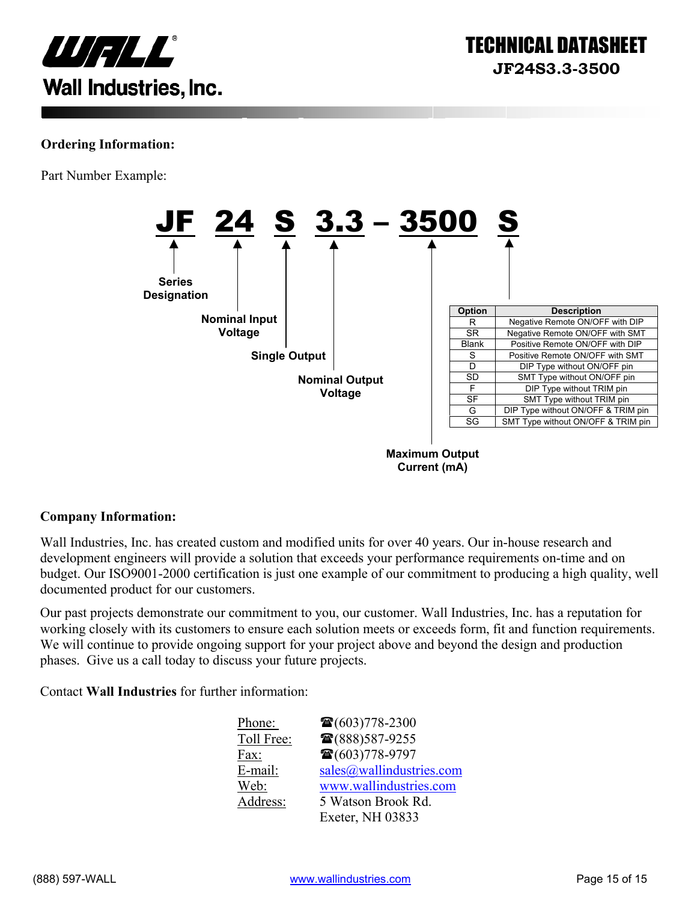**Ordering Information:**

Part Number Example:

**JF 24 S 3.3 – 3500 S**

- JF: Series Designation
- 24: Nominal Input Voltage
- S: Single Output
- 3.3: Nominal Output Voltage
- 3500: Maximum Output Current (mA)
- S: Option

| Option | Description |
|---|---|
| R | Negative Remote ON/OFF with DIP |
| SR | Negative Remote ON/OFF with SMT |
| Blank | Positive Remote ON/OFF with DIP |
| S | Positive Remote ON/OFF with SMT |
| D | DIP Type without ON/OFF pin |
| SD | SMT Type without ON/OFF pin |
| F | DIP Type without TRIM pin |
| SF | SMT Type without TRIM pin |
| G | DIP Type without ON/OFF & TRIM pin |
| SG | SMT Type without ON/OFF & TRIM pin |

**Company Information:**

Wall Industries, Inc. has created custom and modified units for over 40 years. Our in-house research and development engineers will provide a solution that exceeds your performance requirements on-time and on budget. Our ISO9001-2000 certification is just one example of our commitment to producing a high quality, well documented product for our customers.

Our past projects demonstrate our commitment to you, our customer. Wall Industries, Inc. has a reputation for working closely with its customers to ensure each solution meets or exceeds form, fit and function requirements. We will continue to provide ongoing support for your project above and beyond the design and production phases. Give us a call today to discuss your future projects.

Contact **Wall Industries** for further information:

| | |
|---|---|
| Phone: | ☎(603)778-2300 |
| Toll Free: | ☎(888)587-9255 |
| Fax: | ☎(603)778-9797 |
| E-mail: | sales@wallindustries.com |
| Web: | www.wallindustries.com |
| Address: | 5 Watson Brook Rd. Exeter, NH 03833 |